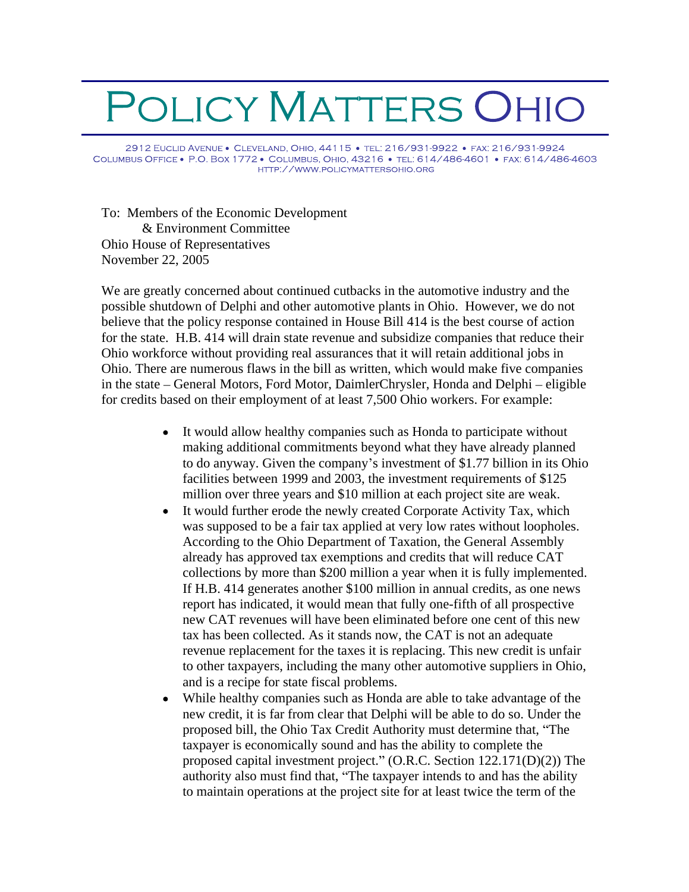# POLICY MATTERS OHIO

2912 Euclid Avenue • Cleveland, Ohio, 44115 • tel: 216/931-9922 • fax: 216/931-9924
Columbus Office • P.O. Box 1772 • Columbus, Ohio, 43216 • tel: 614/486-4601 • fax: 614/486-4603
http://www.policymattersohio.org

To: Members of the Economic Development & Environment Committee
Ohio House of Representatives
November 22, 2005

We are greatly concerned about continued cutbacks in the automotive industry and the possible shutdown of Delphi and other automotive plants in Ohio. However, we do not believe that the policy response contained in House Bill 414 is the best course of action for the state. H.B. 414 will drain state revenue and subsidize companies that reduce their Ohio workforce without providing real assurances that it will retain additional jobs in Ohio. There are numerous flaws in the bill as written, which would make five companies in the state – General Motors, Ford Motor, DaimlerChrysler, Honda and Delphi – eligible for credits based on their employment of at least 7,500 Ohio workers. For example:

- It would allow healthy companies such as Honda to participate without making additional commitments beyond what they have already planned to do anyway. Given the company's investment of $1.77 billion in its Ohio facilities between 1999 and 2003, the investment requirements of $125 million over three years and $10 million at each project site are weak.
- It would further erode the newly created Corporate Activity Tax, which was supposed to be a fair tax applied at very low rates without loopholes. According to the Ohio Department of Taxation, the General Assembly already has approved tax exemptions and credits that will reduce CAT collections by more than $200 million a year when it is fully implemented. If H.B. 414 generates another $100 million in annual credits, as one news report has indicated, it would mean that fully one-fifth of all prospective new CAT revenues will have been eliminated before one cent of this new tax has been collected. As it stands now, the CAT is not an adequate revenue replacement for the taxes it is replacing. This new credit is unfair to other taxpayers, including the many other automotive suppliers in Ohio, and is a recipe for state fiscal problems.
- While healthy companies such as Honda are able to take advantage of the new credit, it is far from clear that Delphi will be able to do so. Under the proposed bill, the Ohio Tax Credit Authority must determine that, "The taxpayer is economically sound and has the ability to complete the proposed capital investment project." (O.R.C. Section 122.171(D)(2)) The authority also must find that, "The taxpayer intends to and has the ability to maintain operations at the project site for at least twice the term of the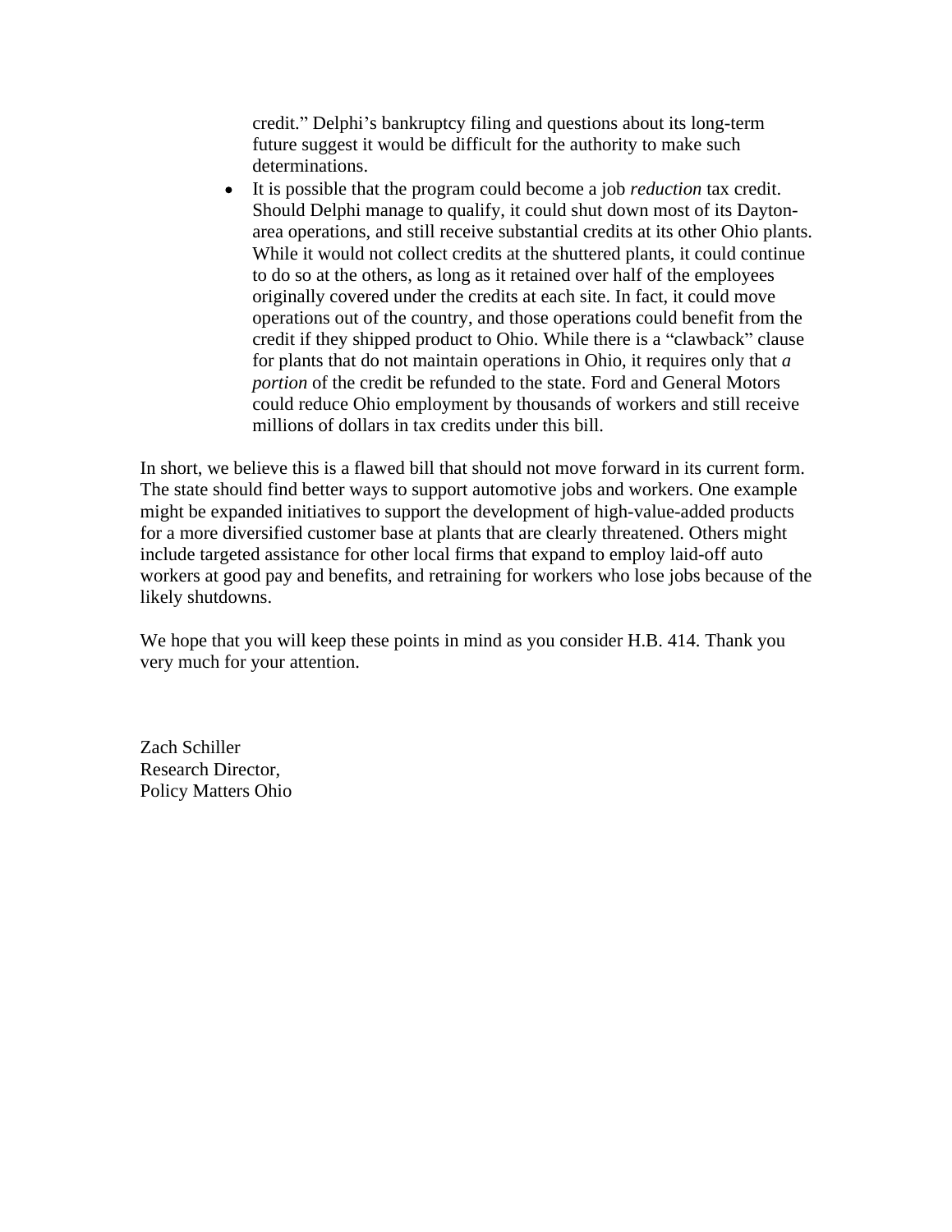credit." Delphi's bankruptcy filing and questions about its long-term future suggest it would be difficult for the authority to make such determinations.

- It is possible that the program could become a job *reduction* tax credit. Should Delphi manage to qualify, it could shut down most of its Dayton-area operations, and still receive substantial credits at its other Ohio plants. While it would not collect credits at the shuttered plants, it could continue to do so at the others, as long as it retained over half of the employees originally covered under the credits at each site. In fact, it could move operations out of the country, and those operations could benefit from the credit if they shipped product to Ohio. While there is a "clawback" clause for plants that do not maintain operations in Ohio, it requires only that *a portion* of the credit be refunded to the state. Ford and General Motors could reduce Ohio employment by thousands of workers and still receive millions of dollars in tax credits under this bill.

In short, we believe this is a flawed bill that should not move forward in its current form. The state should find better ways to support automotive jobs and workers. One example might be expanded initiatives to support the development of high-value-added products for a more diversified customer base at plants that are clearly threatened. Others might include targeted assistance for other local firms that expand to employ laid-off auto workers at good pay and benefits, and retraining for workers who lose jobs because of the likely shutdowns.

We hope that you will keep these points in mind as you consider H.B. 414. Thank you very much for your attention.

Zach Schiller
Research Director,
Policy Matters Ohio